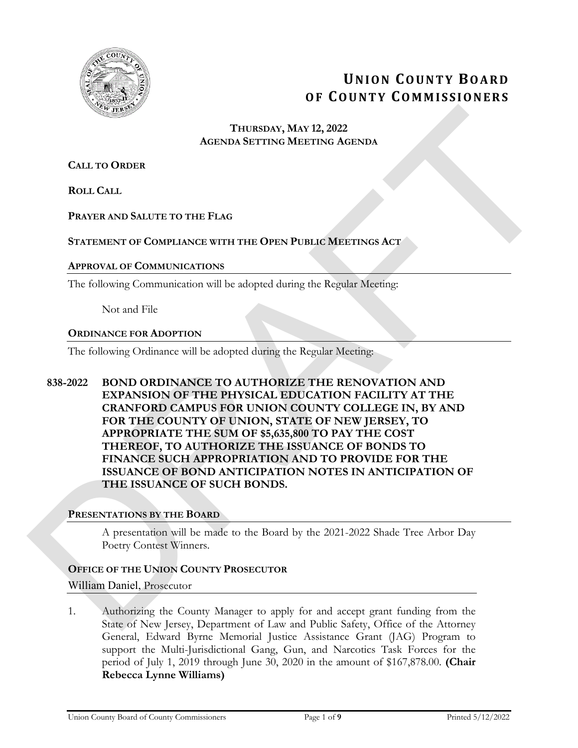# UNION COUNTY BOARD OF COUNTY COMMISSIONERS

**THURSDAY, MAY 12, 2022**
**AGENDA SETTING MEETING AGENDA**

**CALL TO ORDER**

**ROLL CALL**

**PRAYER AND SALUTE TO THE FLAG**

**STATEMENT OF COMPLIANCE WITH THE OPEN PUBLIC MEETINGS ACT**

**APPROVAL OF COMMUNICATIONS**

The following Communication will be adopted during the Regular Meeting:

Not and File

**ORDINANCE FOR ADOPTION**

The following Ordinance will be adopted during the Regular Meeting:

**838-2022 BOND ORDINANCE TO AUTHORIZE THE RENOVATION AND EXPANSION OF THE PHYSICAL EDUCATION FACILITY AT THE CRANFORD CAMPUS FOR UNION COUNTY COLLEGE IN, BY AND FOR THE COUNTY OF UNION, STATE OF NEW JERSEY, TO APPROPRIATE THE SUM OF $5,635,800 TO PAY THE COST THEREOF, TO AUTHORIZE THE ISSUANCE OF BONDS TO FINANCE SUCH APPROPRIATION AND TO PROVIDE FOR THE ISSUANCE OF BOND ANTICIPATION NOTES IN ANTICIPATION OF THE ISSUANCE OF SUCH BONDS.**

**PRESENTATIONS BY THE BOARD**

A presentation will be made to the Board by the 2021-2022 Shade Tree Arbor Day Poetry Contest Winners.

**OFFICE OF THE UNION COUNTY PROSECUTOR**

William Daniel, Prosecutor

1. Authorizing the County Manager to apply for and accept grant funding from the State of New Jersey, Department of Law and Public Safety, Office of the Attorney General, Edward Byrne Memorial Justice Assistance Grant (JAG) Program to support the Multi-Jurisdictional Gang, Gun, and Narcotics Task Forces for the period of July 1, 2019 through June 30, 2020 in the amount of $167,878.00. **(Chair Rebecca Lynne Williams)**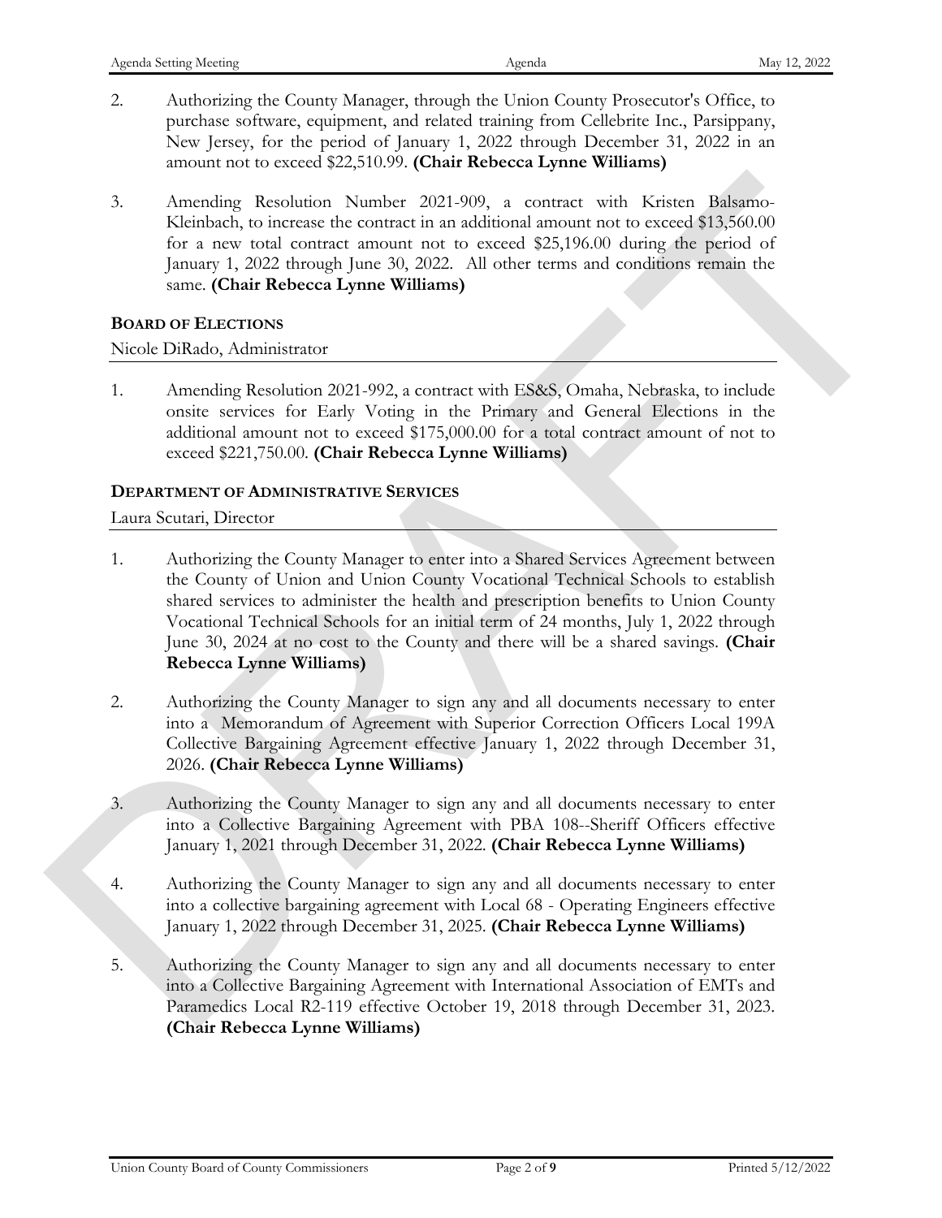2. Authorizing the County Manager, through the Union County Prosecutor's Office, to purchase software, equipment, and related training from Cellebrite Inc., Parsippany, New Jersey, for the period of January 1, 2022 through December 31, 2022 in an amount not to exceed $22,510.99. **(Chair Rebecca Lynne Williams)**

3. Amending Resolution Number 2021-909, a contract with Kristen Balsamo-Kleinbach, to increase the contract in an additional amount not to exceed $13,560.00 for a new total contract amount not to exceed $25,196.00 during the period of January 1, 2022 through June 30, 2022. All other terms and conditions remain the same. **(Chair Rebecca Lynne Williams)**

### BOARD OF ELECTIONS

Nicole DiRado, Administrator

1. Amending Resolution 2021-992, a contract with ES&S, Omaha, Nebraska, to include onsite services for Early Voting in the Primary and General Elections in the additional amount not to exceed $175,000.00 for a total contract amount of not to exceed $221,750.00. **(Chair Rebecca Lynne Williams)**

### DEPARTMENT OF ADMINISTRATIVE SERVICES

Laura Scutari, Director

1. Authorizing the County Manager to enter into a Shared Services Agreement between the County of Union and Union County Vocational Technical Schools to establish shared services to administer the health and prescription benefits to Union County Vocational Technical Schools for an initial term of 24 months, July 1, 2022 through June 30, 2024 at no cost to the County and there will be a shared savings. **(Chair Rebecca Lynne Williams)**

2. Authorizing the County Manager to sign any and all documents necessary to enter into a Memorandum of Agreement with Superior Correction Officers Local 199A Collective Bargaining Agreement effective January 1, 2022 through December 31, 2026. **(Chair Rebecca Lynne Williams)**

3. Authorizing the County Manager to sign any and all documents necessary to enter into a Collective Bargaining Agreement with PBA 108--Sheriff Officers effective January 1, 2021 through December 31, 2022. **(Chair Rebecca Lynne Williams)**

4. Authorizing the County Manager to sign any and all documents necessary to enter into a collective bargaining agreement with Local 68 - Operating Engineers effective January 1, 2022 through December 31, 2025. **(Chair Rebecca Lynne Williams)**

5. Authorizing the County Manager to sign any and all documents necessary to enter into a Collective Bargaining Agreement with International Association of EMTs and Paramedics Local R2-119 effective October 19, 2018 through December 31, 2023. **(Chair Rebecca Lynne Williams)**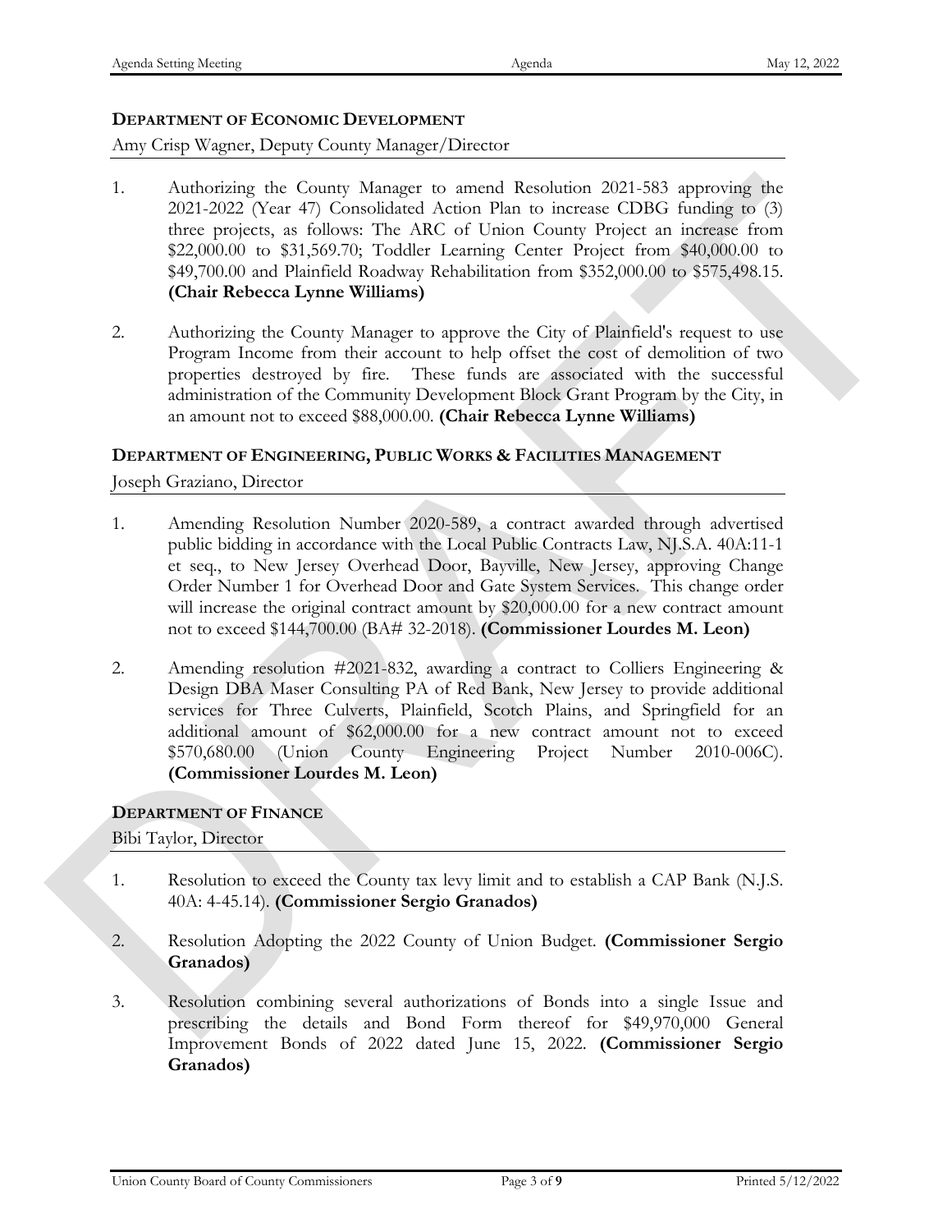## **DEPARTMENT OF ECONOMIC DEVELOPMENT**

Amy Crisp Wagner, Deputy County Manager/Director

1. Authorizing the County Manager to amend Resolution 2021-583 approving the 2021-2022 (Year 47) Consolidated Action Plan to increase CDBG funding to (3) three projects, as follows: The ARC of Union County Project an increase from $22,000.00 to $31,569.70; Toddler Learning Center Project from $40,000.00 to $49,700.00 and Plainfield Roadway Rehabilitation from $352,000.00 to $575,498.15. **(Chair Rebecca Lynne Williams)**

2. Authorizing the County Manager to approve the City of Plainfield's request to use Program Income from their account to help offset the cost of demolition of two properties destroyed by fire. These funds are associated with the successful administration of the Community Development Block Grant Program by the City, in an amount not to exceed $88,000.00. **(Chair Rebecca Lynne Williams)**

## **DEPARTMENT OF ENGINEERING, PUBLIC WORKS & FACILITIES MANAGEMENT**

Joseph Graziano, Director

1. Amending Resolution Number 2020-589, a contract awarded through advertised public bidding in accordance with the Local Public Contracts Law, NJ.S.A. 40A:11-1 et seq., to New Jersey Overhead Door, Bayville, New Jersey, approving Change Order Number 1 for Overhead Door and Gate System Services. This change order will increase the original contract amount by $20,000.00 for a new contract amount not to exceed $144,700.00 (BA# 32-2018). **(Commissioner Lourdes M. Leon)**

2. Amending resolution #2021-832, awarding a contract to Colliers Engineering & Design DBA Maser Consulting PA of Red Bank, New Jersey to provide additional services for Three Culverts, Plainfield, Scotch Plains, and Springfield for an additional amount of $62,000.00 for a new contract amount not to exceed $570,680.00 (Union County Engineering Project Number 2010-006C). **(Commissioner Lourdes M. Leon)**

## **DEPARTMENT OF FINANCE**

Bibi Taylor, Director

1. Resolution to exceed the County tax levy limit and to establish a CAP Bank (N.J.S. 40A: 4-45.14). **(Commissioner Sergio Granados)**

2. Resolution Adopting the 2022 County of Union Budget. **(Commissioner Sergio Granados)**

3. Resolution combining several authorizations of Bonds into a single Issue and prescribing the details and Bond Form thereof for $49,970,000 General Improvement Bonds of 2022 dated June 15, 2022. **(Commissioner Sergio Granados)**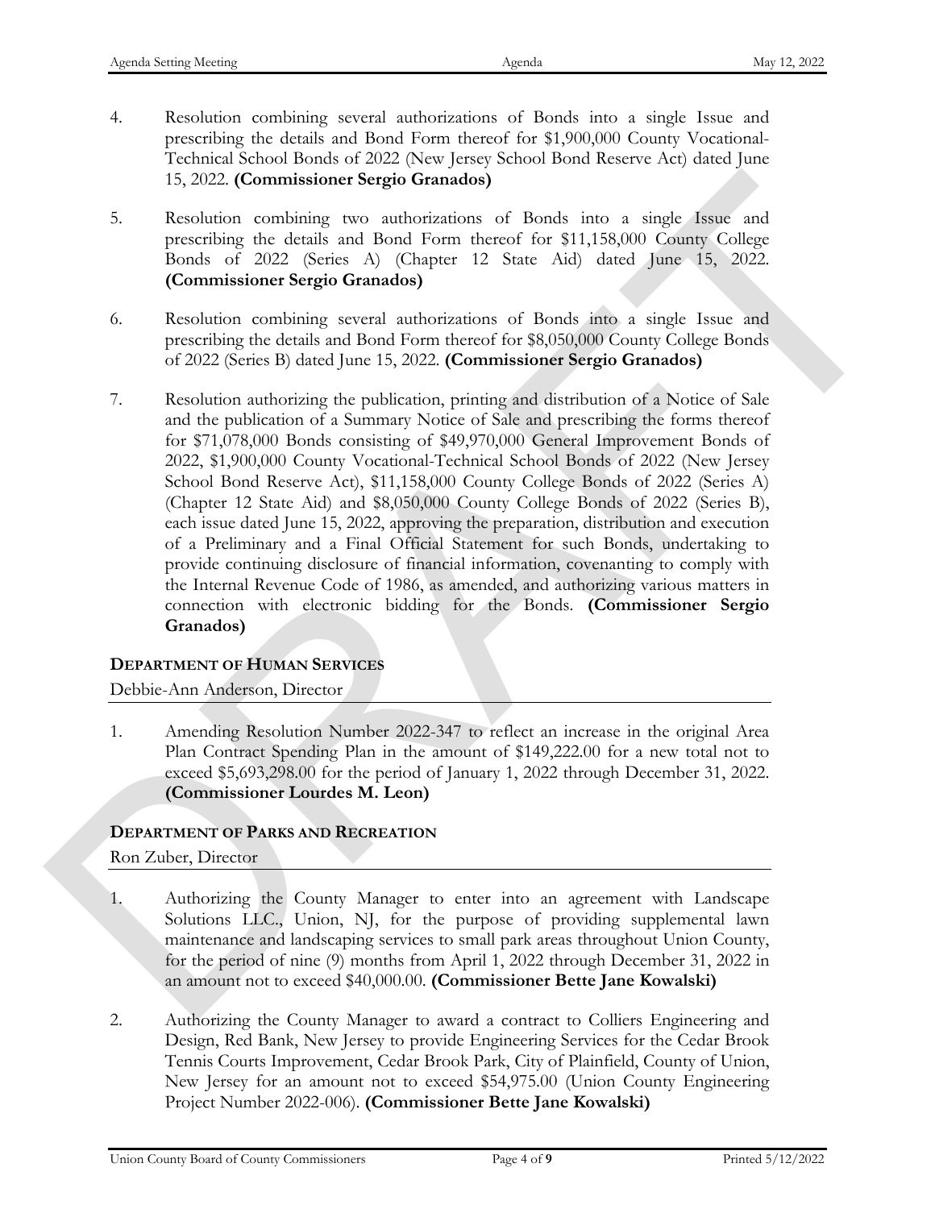4. Resolution combining several authorizations of Bonds into a single Issue and prescribing the details and Bond Form thereof for $1,900,000 County Vocational-Technical School Bonds of 2022 (New Jersey School Bond Reserve Act) dated June 15, 2022. **(Commissioner Sergio Granados)**

5. Resolution combining two authorizations of Bonds into a single Issue and prescribing the details and Bond Form thereof for $11,158,000 County College Bonds of 2022 (Series A) (Chapter 12 State Aid) dated June 15, 2022. **(Commissioner Sergio Granados)**

6. Resolution combining several authorizations of Bonds into a single Issue and prescribing the details and Bond Form thereof for $8,050,000 County College Bonds of 2022 (Series B) dated June 15, 2022. **(Commissioner Sergio Granados)**

7. Resolution authorizing the publication, printing and distribution of a Notice of Sale and the publication of a Summary Notice of Sale and prescribing the forms thereof for $71,078,000 Bonds consisting of $49,970,000 General Improvement Bonds of 2022, $1,900,000 County Vocational-Technical School Bonds of 2022 (New Jersey School Bond Reserve Act), $11,158,000 County College Bonds of 2022 (Series A) (Chapter 12 State Aid) and $8,050,000 County College Bonds of 2022 (Series B), each issue dated June 15, 2022, approving the preparation, distribution and execution of a Preliminary and a Final Official Statement for such Bonds, undertaking to provide continuing disclosure of financial information, covenanting to comply with the Internal Revenue Code of 1986, as amended, and authorizing various matters in connection with electronic bidding for the Bonds. **(Commissioner Sergio Granados)**

## DEPARTMENT OF HUMAN SERVICES

Debbie-Ann Anderson, Director

1. Amending Resolution Number 2022-347 to reflect an increase in the original Area Plan Contract Spending Plan in the amount of $149,222.00 for a new total not to exceed $5,693,298.00 for the period of January 1, 2022 through December 31, 2022. **(Commissioner Lourdes M. Leon)**

## DEPARTMENT OF PARKS AND RECREATION

Ron Zuber, Director

1. Authorizing the County Manager to enter into an agreement with Landscape Solutions LLC., Union, NJ, for the purpose of providing supplemental lawn maintenance and landscaping services to small park areas throughout Union County, for the period of nine (9) months from April 1, 2022 through December 31, 2022 in an amount not to exceed $40,000.00. **(Commissioner Bette Jane Kowalski)**

2. Authorizing the County Manager to award a contract to Colliers Engineering and Design, Red Bank, New Jersey to provide Engineering Services for the Cedar Brook Tennis Courts Improvement, Cedar Brook Park, City of Plainfield, County of Union, New Jersey for an amount not to exceed $54,975.00 (Union County Engineering Project Number 2022-006). **(Commissioner Bette Jane Kowalski)**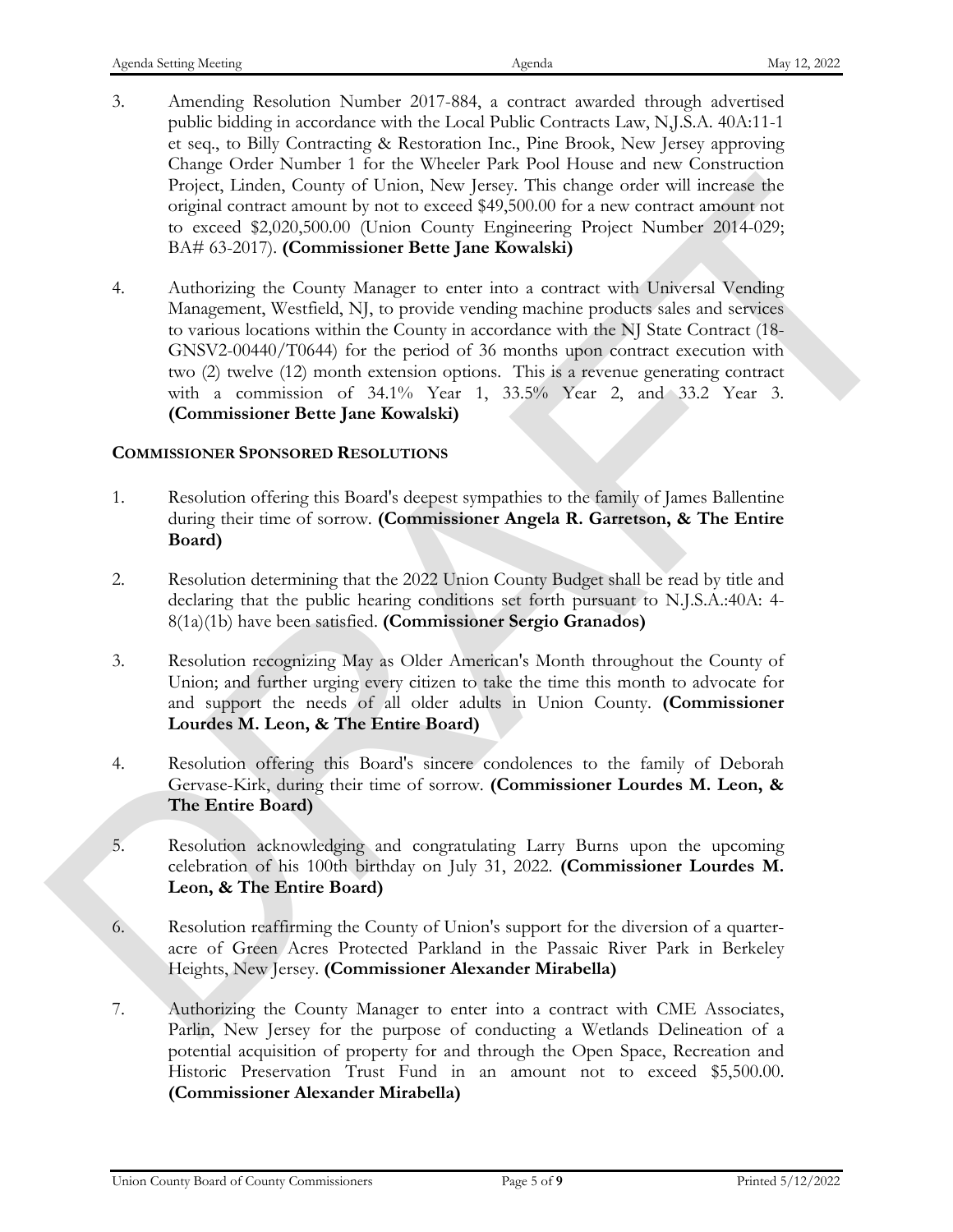3. Amending Resolution Number 2017-884, a contract awarded through advertised public bidding in accordance with the Local Public Contracts Law, N.J.S.A. 40A:11-1 et seq., to Billy Contracting & Restoration Inc., Pine Brook, New Jersey approving Change Order Number 1 for the Wheeler Park Pool House and new Construction Project, Linden, County of Union, New Jersey. This change order will increase the original contract amount by not to exceed $49,500.00 for a new contract amount not to exceed $2,020,500.00 (Union County Engineering Project Number 2014-029; BA# 63-2017). **(Commissioner Bette Jane Kowalski)**

4. Authorizing the County Manager to enter into a contract with Universal Vending Management, Westfield, NJ, to provide vending machine products sales and services to various locations within the County in accordance with the NJ State Contract (18-GNSV2-00440/T0644) for the period of 36 months upon contract execution with two (2) twelve (12) month extension options. This is a revenue generating contract with a commission of 34.1% Year 1, 33.5% Year 2, and 33.2 Year 3. **(Commissioner Bette Jane Kowalski)**

**COMMISSIONER SPONSORED RESOLUTIONS**

1. Resolution offering this Board's deepest sympathies to the family of James Ballentine during their time of sorrow. **(Commissioner Angela R. Garretson, & The Entire Board)**

2. Resolution determining that the 2022 Union County Budget shall be read by title and declaring that the public hearing conditions set forth pursuant to N.J.S.A.:40A: 4-8(1a)(1b) have been satisfied. **(Commissioner Sergio Granados)**

3. Resolution recognizing May as Older American's Month throughout the County of Union; and further urging every citizen to take the time this month to advocate for and support the needs of all older adults in Union County. **(Commissioner Lourdes M. Leon, & The Entire Board)**

4. Resolution offering this Board's sincere condolences to the family of Deborah Gervase-Kirk, during their time of sorrow. **(Commissioner Lourdes M. Leon, & The Entire Board)**

5. Resolution acknowledging and congratulating Larry Burns upon the upcoming celebration of his 100th birthday on July 31, 2022. **(Commissioner Lourdes M. Leon, & The Entire Board)**

6. Resolution reaffirming the County of Union's support for the diversion of a quarter-acre of Green Acres Protected Parkland in the Passaic River Park in Berkeley Heights, New Jersey. **(Commissioner Alexander Mirabella)**

7. Authorizing the County Manager to enter into a contract with CME Associates, Parlin, New Jersey for the purpose of conducting a Wetlands Delineation of a potential acquisition of property for and through the Open Space, Recreation and Historic Preservation Trust Fund in an amount not to exceed $5,500.00. **(Commissioner Alexander Mirabella)**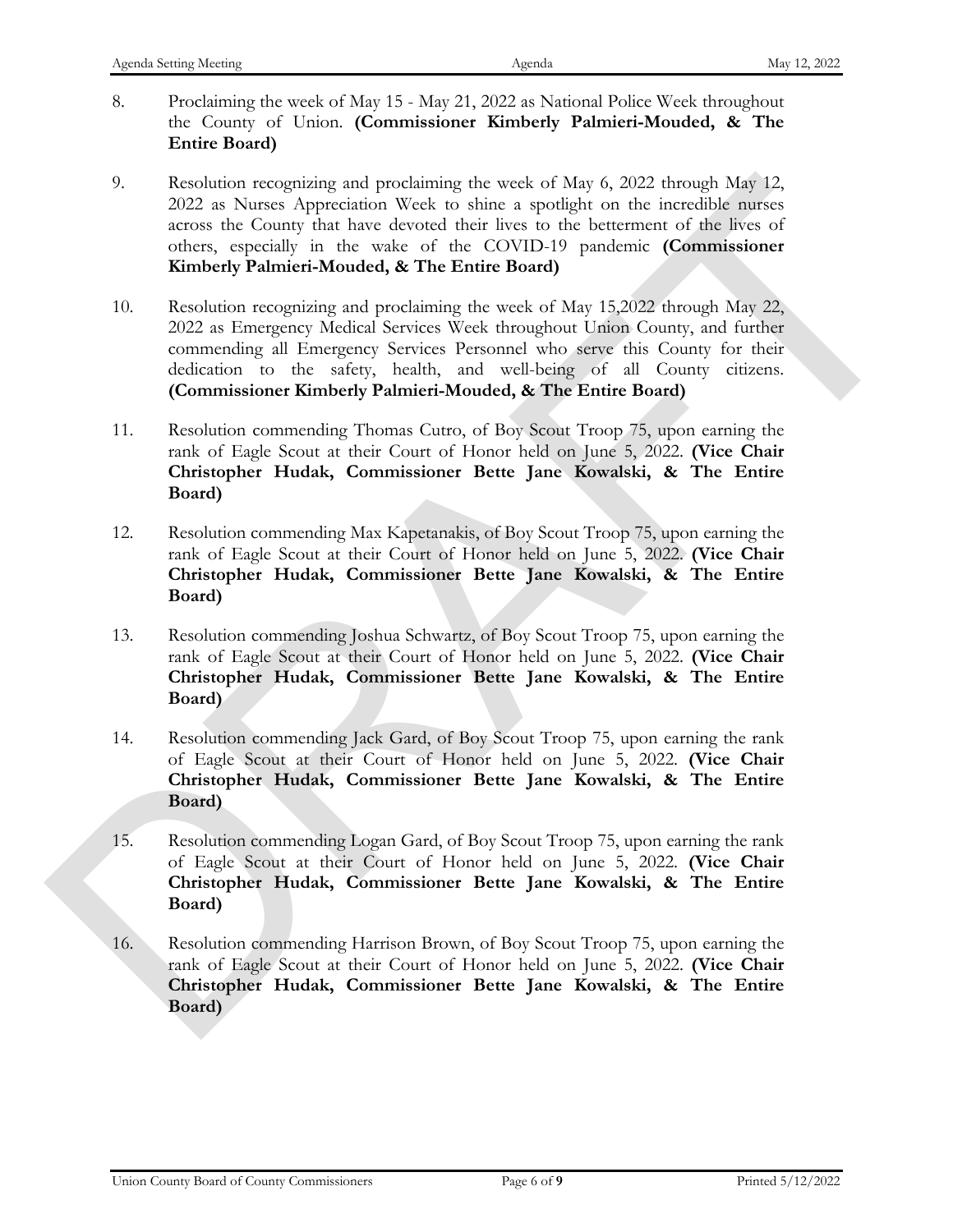8. Proclaiming the week of May 15 - May 21, 2022 as National Police Week throughout the County of Union. **(Commissioner Kimberly Palmieri-Mouded, & The Entire Board)**

9. Resolution recognizing and proclaiming the week of May 6, 2022 through May 12, 2022 as Nurses Appreciation Week to shine a spotlight on the incredible nurses across the County that have devoted their lives to the betterment of the lives of others, especially in the wake of the COVID-19 pandemic **(Commissioner Kimberly Palmieri-Mouded, & The Entire Board)**

10. Resolution recognizing and proclaiming the week of May 15,2022 through May 22, 2022 as Emergency Medical Services Week throughout Union County, and further commending all Emergency Services Personnel who serve this County for their dedication to the safety, health, and well-being of all County citizens. **(Commissioner Kimberly Palmieri-Mouded, & The Entire Board)**

11. Resolution commending Thomas Cutro, of Boy Scout Troop 75, upon earning the rank of Eagle Scout at their Court of Honor held on June 5, 2022. **(Vice Chair Christopher Hudak, Commissioner Bette Jane Kowalski, & The Entire Board)**

12. Resolution commending Max Kapetanakis, of Boy Scout Troop 75, upon earning the rank of Eagle Scout at their Court of Honor held on June 5, 2022. **(Vice Chair Christopher Hudak, Commissioner Bette Jane Kowalski, & The Entire Board)**

13. Resolution commending Joshua Schwartz, of Boy Scout Troop 75, upon earning the rank of Eagle Scout at their Court of Honor held on June 5, 2022. **(Vice Chair Christopher Hudak, Commissioner Bette Jane Kowalski, & The Entire Board)**

14. Resolution commending Jack Gard, of Boy Scout Troop 75, upon earning the rank of Eagle Scout at their Court of Honor held on June 5, 2022. **(Vice Chair Christopher Hudak, Commissioner Bette Jane Kowalski, & The Entire Board)**

15. Resolution commending Logan Gard, of Boy Scout Troop 75, upon earning the rank of Eagle Scout at their Court of Honor held on June 5, 2022. **(Vice Chair Christopher Hudak, Commissioner Bette Jane Kowalski, & The Entire Board)**

16. Resolution commending Harrison Brown, of Boy Scout Troop 75, upon earning the rank of Eagle Scout at their Court of Honor held on June 5, 2022. **(Vice Chair Christopher Hudak, Commissioner Bette Jane Kowalski, & The Entire Board)**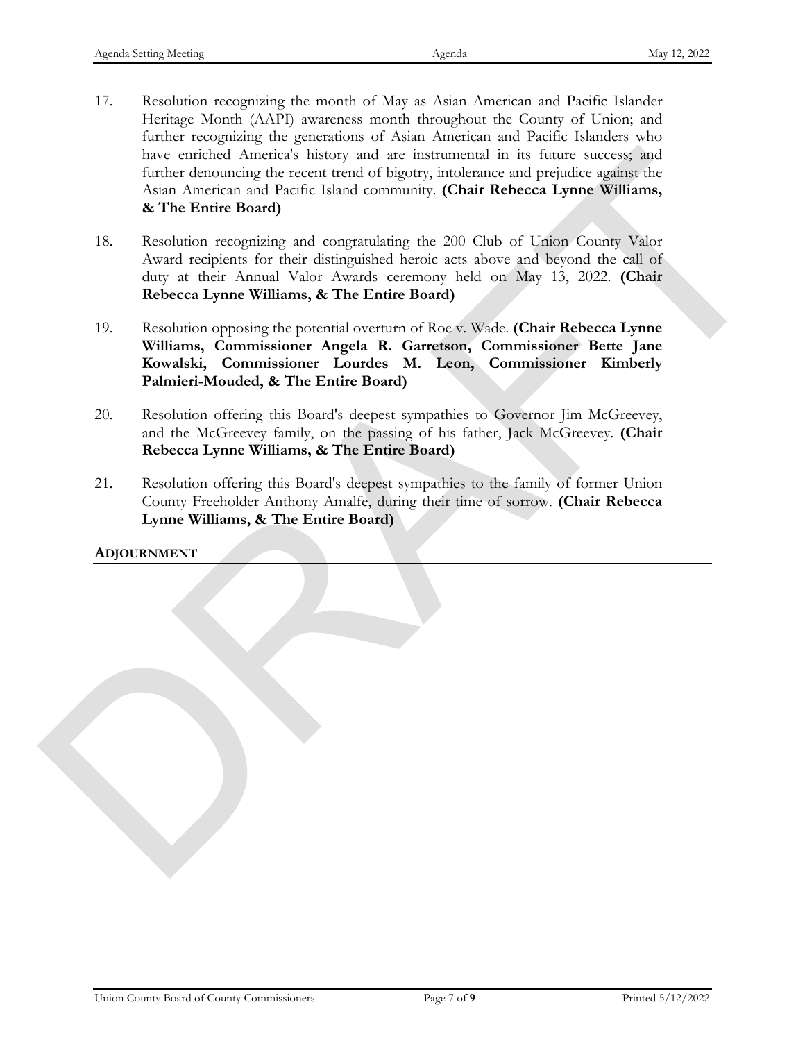17. Resolution recognizing the month of May as Asian American and Pacific Islander Heritage Month (AAPI) awareness month throughout the County of Union; and further recognizing the generations of Asian American and Pacific Islanders who have enriched America's history and are instrumental in its future success; and further denouncing the recent trend of bigotry, intolerance and prejudice against the Asian American and Pacific Island community. **(Chair Rebecca Lynne Williams, & The Entire Board)**

18. Resolution recognizing and congratulating the 200 Club of Union County Valor Award recipients for their distinguished heroic acts above and beyond the call of duty at their Annual Valor Awards ceremony held on May 13, 2022. **(Chair Rebecca Lynne Williams, & The Entire Board)**

19. Resolution opposing the potential overturn of Roe v. Wade. **(Chair Rebecca Lynne Williams, Commissioner Angela R. Garretson, Commissioner Bette Jane Kowalski, Commissioner Lourdes M. Leon, Commissioner Kimberly Palmieri-Mouded, & The Entire Board)**

20. Resolution offering this Board's deepest sympathies to Governor Jim McGreevey, and the McGreevey family, on the passing of his father, Jack McGreevey. **(Chair Rebecca Lynne Williams, & The Entire Board)**

21. Resolution offering this Board's deepest sympathies to the family of former Union County Freeholder Anthony Amalfe, during their time of sorrow. **(Chair Rebecca Lynne Williams, & The Entire Board)**

**ADJOURNMENT**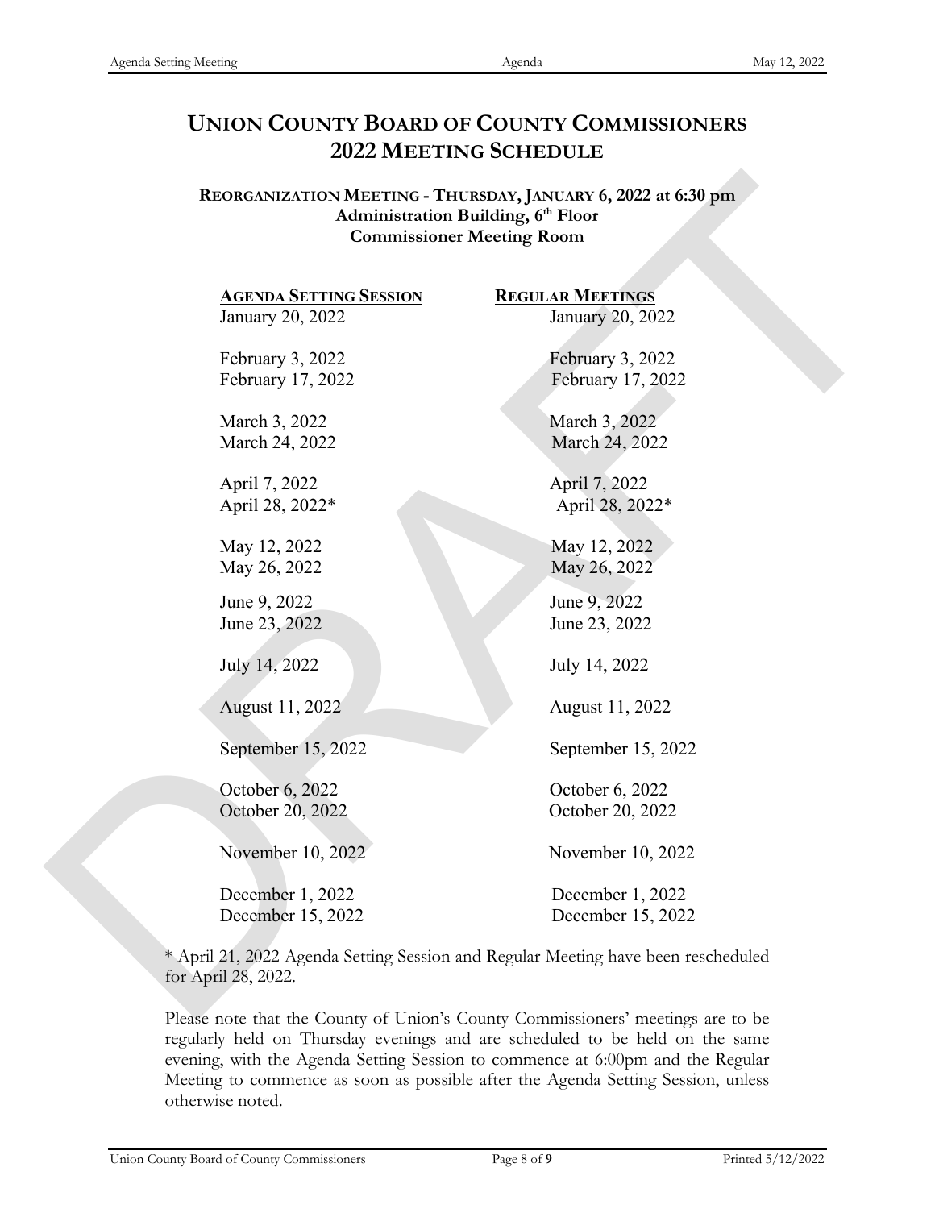# UNION COUNTY BOARD OF COUNTY COMMISSIONERS
# 2022 MEETING SCHEDULE

**REORGANIZATION MEETING - THURSDAY, JANUARY 6, 2022 at 6:30 pm**
**Administration Building, 6th Floor**
**Commissioner Meeting Room**

| AGENDA SETTING SESSION | REGULAR MEETINGS |
|---|---|
| January 20, 2022 | January 20, 2022 |
| February 3, 2022 | February 3, 2022 |
| February 17, 2022 | February 17, 2022 |
| March 3, 2022 | March 3, 2022 |
| March 24, 2022 | March 24, 2022 |
| April 7, 2022 | April 7, 2022 |
| April 28, 2022* | April 28, 2022* |
| May 12, 2022 | May 12, 2022 |
| May 26, 2022 | May 26, 2022 |
| June 9, 2022 | June 9, 2022 |
| June 23, 2022 | June 23, 2022 |
| July 14, 2022 | July 14, 2022 |
| August 11, 2022 | August 11, 2022 |
| September 15, 2022 | September 15, 2022 |
| October 6, 2022 | October 6, 2022 |
| October 20, 2022 | October 20, 2022 |
| November 10, 2022 | November 10, 2022 |
| December 1, 2022 | December 1, 2022 |
| December 15, 2022 | December 15, 2022 |

* April 21, 2022 Agenda Setting Session and Regular Meeting have been rescheduled for April 28, 2022.

Please note that the County of Union's County Commissioners' meetings are to be regularly held on Thursday evenings and are scheduled to be held on the same evening, with the Agenda Setting Session to commence at 6:00pm and the Regular Meeting to commence as soon as possible after the Agenda Setting Session, unless otherwise noted.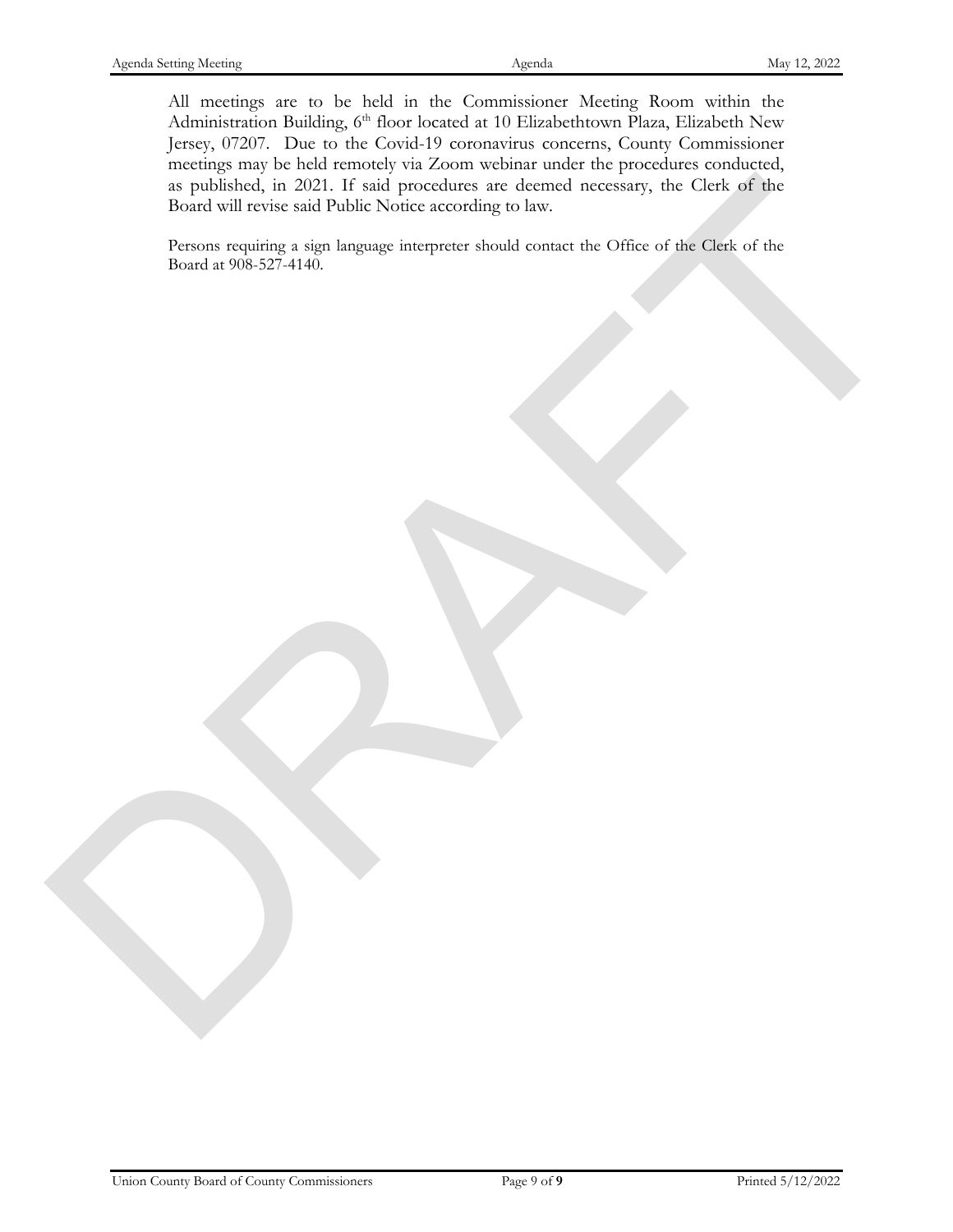All meetings are to be held in the Commissioner Meeting Room within the Administration Building, 6th floor located at 10 Elizabethtown Plaza, Elizabeth New Jersey, 07207. Due to the Covid-19 coronavirus concerns, County Commissioner meetings may be held remotely via Zoom webinar under the procedures conducted, as published, in 2021. If said procedures are deemed necessary, the Clerk of the Board will revise said Public Notice according to law.

Persons requiring a sign language interpreter should contact the Office of the Clerk of the Board at 908-527-4140.